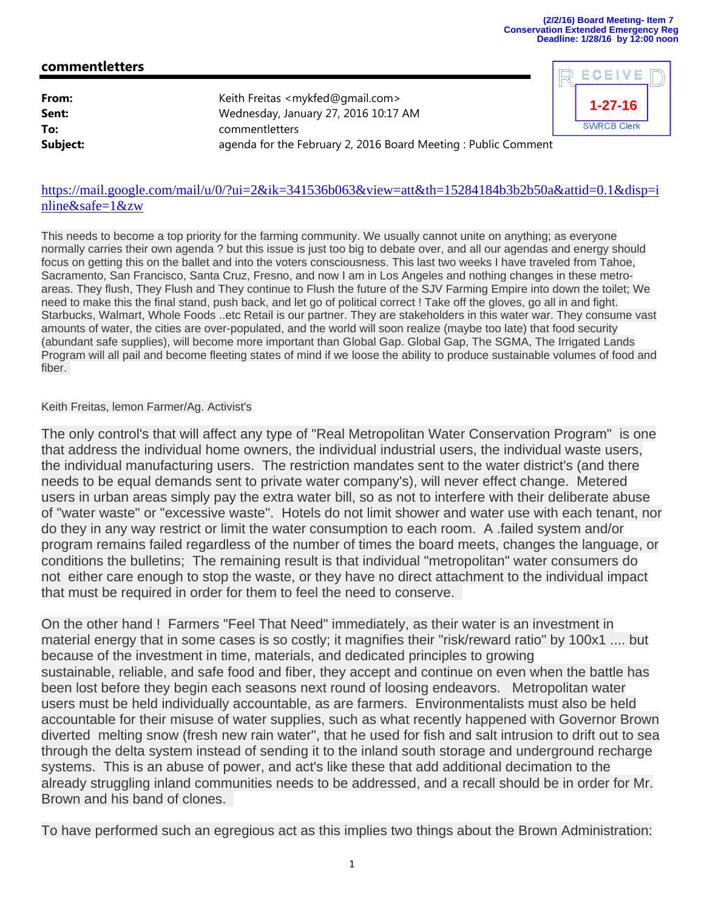(2/2/16) Board Meeting- Item 7
Conservation Extended Emergency Reg
Deadline: 1/28/16 by 12:00 noon

## commentletters

RECEIVED
1-27-16
SWRCB Clerk

**From:** Keith Freitas <mykfed@gmail.com>
**Sent:** Wednesday, January 27, 2016 10:17 AM
**To:** commentletters
**Subject:** agenda for the February 2, 2016 Board Meeting : Public Comment

https://mail.google.com/mail/u/0/?ui=2&ik=341536b063&view=att&th=15284184b3b2b50a&attid=0.1&disp=inline&safe=1&zw

This needs to become a top priority for the farming community. We usually cannot unite on anything; as everyone normally carries their own agenda ? but this issue is just too big to debate over, and all our agendas and energy should focus on getting this on the ballet and into the voters consciousness. This last two weeks I have traveled from Tahoe, Sacramento, San Francisco, Santa Cruz, Fresno, and now I am in Los Angeles and nothing changes in these metro-areas. They flush, They Flush and They continue to Flush the future of the SJV Farming Empire into down the toilet; We need to make this the final stand, push back, and let go of political correct ! Take off the gloves, go all in and fight. Starbucks, Walmart, Whole Foods ..etc Retail is our partner. They are stakeholders in this water war. They consume vast amounts of water, the cities are over-populated, and the world will soon realize (maybe too late) that food security (abundant safe supplies), will become more important than Global Gap. Global Gap, The SGMA, The Irrigated Lands Program will all pail and become fleeting states of mind if we loose the ability to produce sustainable volumes of food and fiber.

Keith Freitas, lemon Farmer/Ag. Activist's

The only control's that will affect any type of "Real Metropolitan Water Conservation Program" is one that address the individual home owners, the individual industrial users, the individual waste users, the individual manufacturing users. The restriction mandates sent to the water district's (and there needs to be equal demands sent to private water company's), will never effect change. Metered users in urban areas simply pay the extra water bill, so as not to interfere with their deliberate abuse of "water waste" or "excessive waste". Hotels do not limit shower and water use with each tenant, nor do they in any way restrict or limit the water consumption to each room. A .failed system and/or program remains failed regardless of the number of times the board meets, changes the language, or conditions the bulletins; The remaining result is that individual "metropolitan" water consumers do not either care enough to stop the waste, or they have no direct attachment to the individual impact that must be required in order for them to feel the need to conserve.

On the other hand ! Farmers "Feel That Need" immediately, as their water is an investment in material energy that in some cases is so costly; it magnifies their "risk/reward ratio" by 100x1 .... but because of the investment in time, materials, and dedicated principles to growing sustainable, reliable, and safe food and fiber, they accept and continue on even when the battle has been lost before they begin each seasons next round of loosing endeavors. Metropolitan water users must be held individually accountable, as are farmers. Environmentalists must also be held accountable for their misuse of water supplies, such as what recently happened with Governor Brown diverted melting snow (fresh new rain water", that he used for fish and salt intrusion to drift out to sea through the delta system instead of sending it to the inland south storage and underground recharge systems. This is an abuse of power, and act's like these that add additional decimation to the already struggling inland communities needs to be addressed, and a recall should be in order for Mr. Brown and his band of clones.

To have performed such an egregious act as this implies two things about the Brown Administration: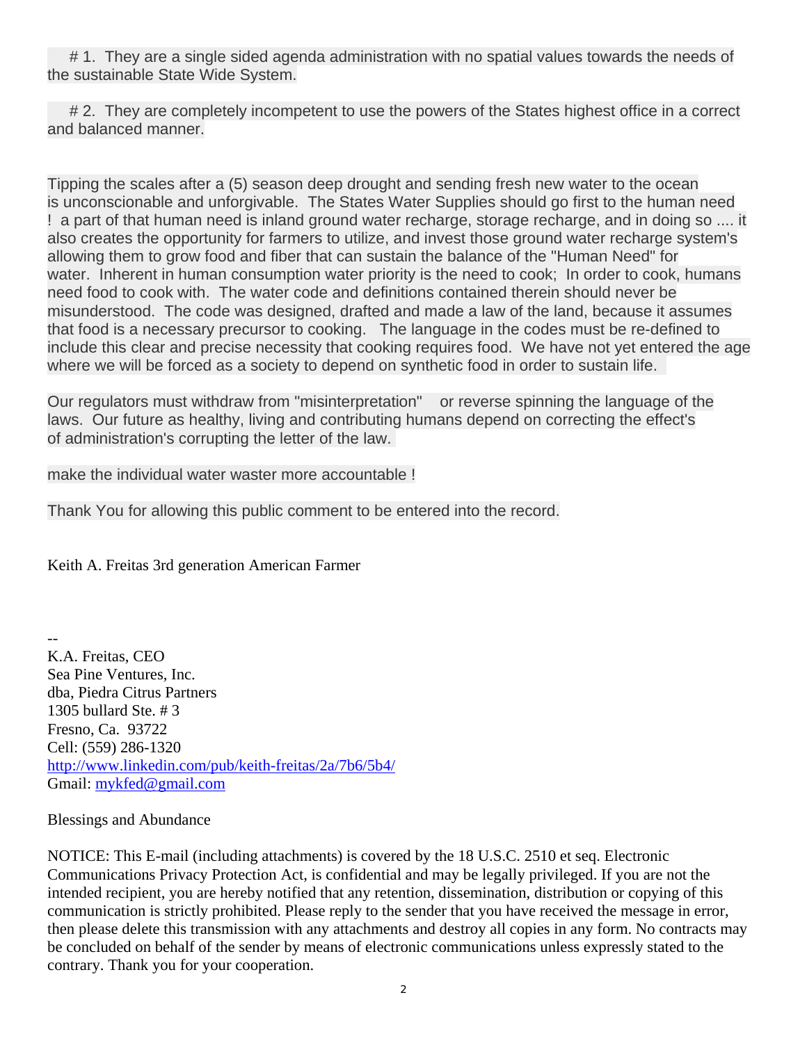# 1. They are a single sided agenda administration with no spatial values towards the needs of the sustainable State Wide System.

# 2. They are completely incompetent to use the powers of the States highest office in a correct and balanced manner.

Tipping the scales after a (5) season deep drought and sending fresh new water to the ocean is unconscionable and unforgivable. The States Water Supplies should go first to the human need ! a part of that human need is inland ground water recharge, storage recharge, and in doing so .... it also creates the opportunity for farmers to utilize, and invest those ground water recharge system's allowing them to grow food and fiber that can sustain the balance of the "Human Need" for water. Inherent in human consumption water priority is the need to cook; In order to cook, humans need food to cook with. The water code and definitions contained therein should never be misunderstood. The code was designed, drafted and made a law of the land, because it assumes that food is a necessary precursor to cooking. The language in the codes must be re-defined to include this clear and precise necessity that cooking requires food. We have not yet entered the age where we will be forced as a society to depend on synthetic food in order to sustain life.

Our regulators must withdraw from "misinterpretation" or reverse spinning the language of the laws. Our future as healthy, living and contributing humans depend on correcting the effect's of administration's corrupting the letter of the law.

make the individual water waster more accountable !

Thank You for allowing this public comment to be entered into the record.

Keith A. Freitas 3rd generation American Farmer

--
K.A. Freitas, CEO
Sea Pine Ventures, Inc.
dba, Piedra Citrus Partners
1305 bullard Ste. # 3
Fresno, Ca. 93722
Cell: (559) 286-1320
http://www.linkedin.com/pub/keith-freitas/2a/7b6/5b4/
Gmail: mykfed@gmail.com

Blessings and Abundance

NOTICE: This E-mail (including attachments) is covered by the 18 U.S.C. 2510 et seq. Electronic Communications Privacy Protection Act, is confidential and may be legally privileged. If you are not the intended recipient, you are hereby notified that any retention, dissemination, distribution or copying of this communication is strictly prohibited. Please reply to the sender that you have received the message in error, then please delete this transmission with any attachments and destroy all copies in any form. No contracts may be concluded on behalf of the sender by means of electronic communications unless expressly stated to the contrary. Thank you for your cooperation.